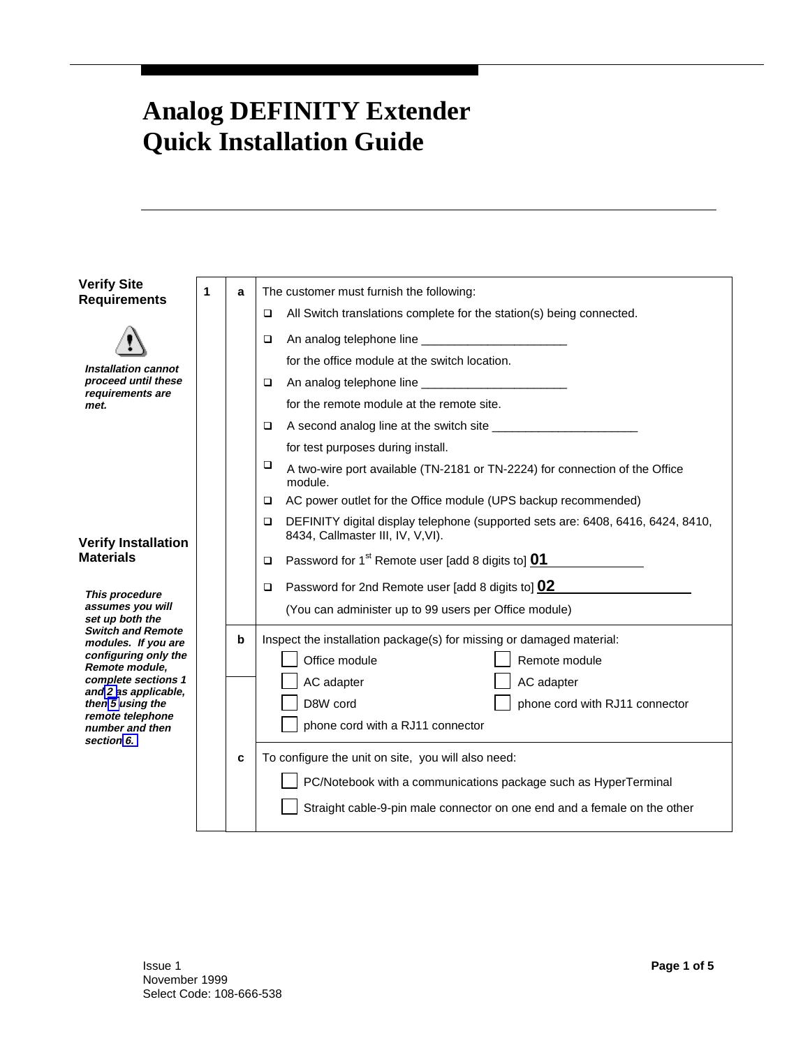# Analog DEFINITY Extender Quick Installation Guide

## Verify Site Requirements

⚠ ***Installation cannot proceed until these requirements are met.***

**1 a** The customer must furnish the following:

- ❑ All Switch translations complete for the station(s) being connected.
- ❑ An analog telephone line ______________________ for the office module at the switch location.
- ❑ An analog telephone line ______________________ for the remote module at the remote site.
- ❑ A second analog line at the switch site ______________________ for test purposes during install.
- ❑ A two-wire port available (TN-2181 or TN-2224) for connection of the Office module.
- ❑ AC power outlet for the Office module (UPS backup recommended)
- ❑ DEFINITY digital display telephone (supported sets are: 6408, 6416, 6424, 8410, 8434, Callmaster III, IV, V,VI).
- ❑ Password for 1st Remote user [add 8 digits to] **01**______________
- ❑ Password for 2nd Remote user [add 8 digits to] **02**________________

(You can administer up to 99 users per Office module)

## Verify Installation Materials

***This procedure assumes you will set up both the Switch and Remote modules. If you are configuring only the Remote module, complete sections 1 and 2 as applicable, then 5 using the remote telephone number and then section 6.***

**b** Inspect the installation package(s) for missing or damaged material:

| | |
|---|---|
| ☐ Office module | ☐ Remote module |
| ☐ AC adapter | ☐ AC adapter |
| ☐ D8W cord | ☐ phone cord with RJ11 connector |
| ☐ phone cord with a RJ11 connector | |

**c** To configure the unit on site, you will also need:

- ☐ PC/Notebook with a communications package such as HyperTerminal
- ☐ Straight cable-9-pin male connector on one end and a female on the other

Issue 1
November 1999
Select Code: 108-666-538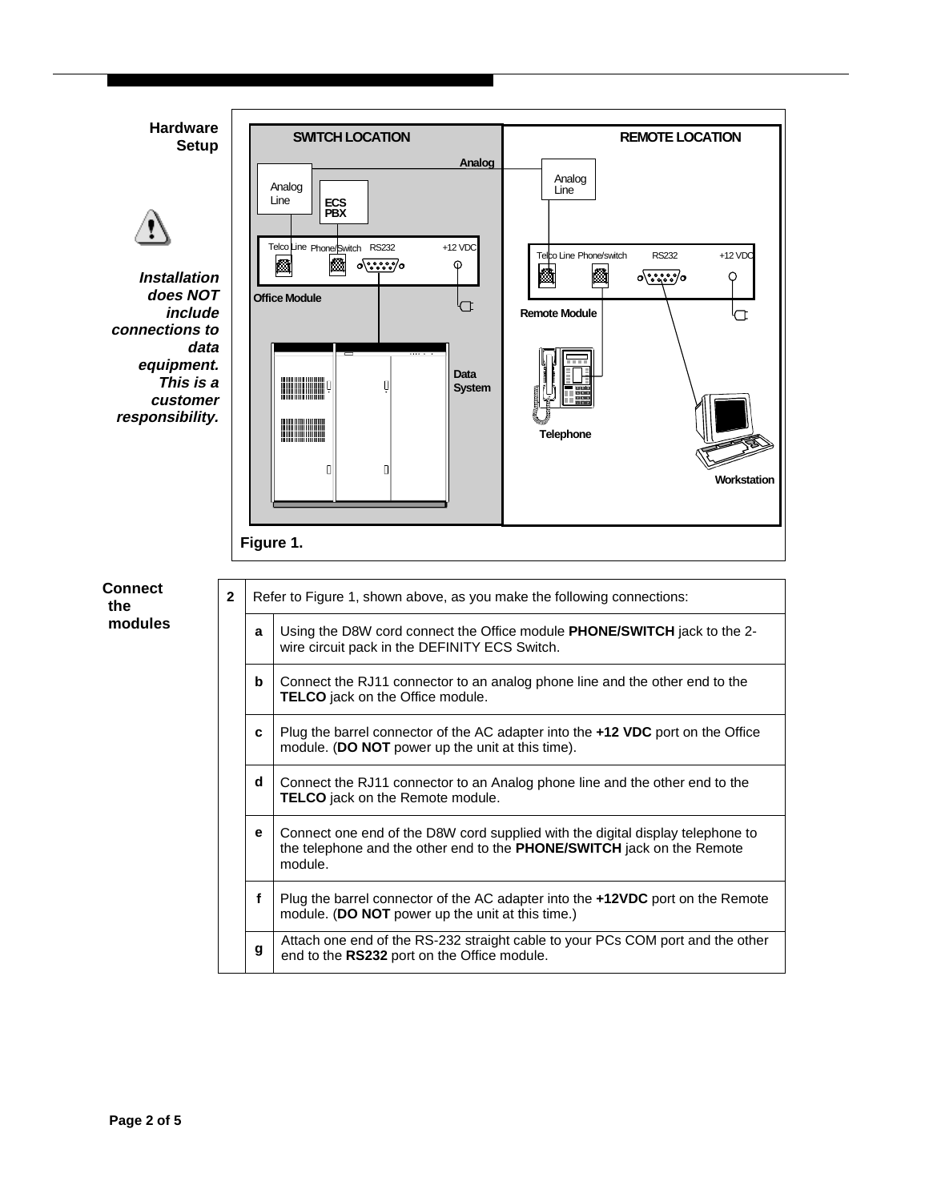## Hardware Setup

***Installation does NOT include connections to data equipment. This is a customer responsibility.***

Figure 1.

## Connect the modules

| 2 | Refer to Figure 1, shown above, as you make the following connections: |
|---|---|
| **a** | Using the D8W cord connect the Office module **PHONE/SWITCH** jack to the 2-wire circuit pack in the DEFINITY ECS Switch. |
| **b** | Connect the RJ11 connector to an analog phone line and the other end to the **TELCO** jack on the Office module. |
| **c** | Plug the barrel connector of the AC adapter into the **+12 VDC** port on the Office module. (**DO NOT** power up the unit at this time). |
| **d** | Connect the RJ11 connector to an Analog phone line and the other end to the **TELCO** jack on the Remote module. |
| **e** | Connect one end of the D8W cord supplied with the digital display telephone to the telephone and the other end to the **PHONE/SWITCH** jack on the Remote module. |
| **f** | Plug the barrel connector of the AC adapter into the **+12VDC** port on the Remote module. (**DO NOT** power up the unit at this time.) |
| **g** | Attach one end of the RS-232 straight cable to your PCs COM port and the other end to the **RS232** port on the Office module. |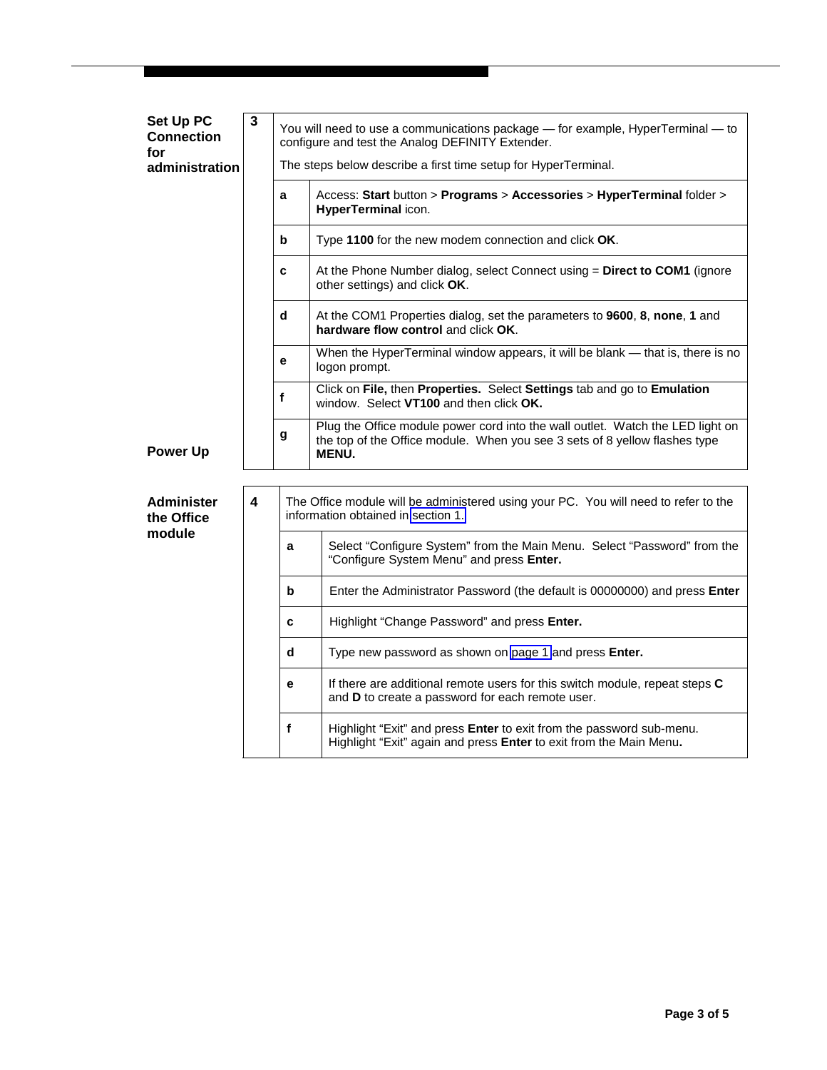## Set Up PC Connection for administration

**3**

You will need to use a communications package — for example, HyperTerminal — to configure and test the Analog DEFINITY Extender.

The steps below describe a first time setup for HyperTerminal.

| | |
|---|---|
| **a** | Access: **Start** button > **Programs** > **Accessories** > **HyperTerminal** folder > **HyperTerminal** icon. |
| **b** | Type **1100** for the new modem connection and click **OK**. |
| **c** | At the Phone Number dialog, select Connect using = **Direct to COM1** (ignore other settings) and click **OK**. |
| **d** | At the COM1 Properties dialog, set the parameters to **9600**, **8**, **none**, **1** and **hardware flow control** and click **OK**. |
| **e** | When the HyperTerminal window appears, it will be blank — that is, there is no logon prompt. |
| **f** | Click on **File,** then **Properties.** Select **Settings** tab and go to **Emulation** window. Select **VT100** and then click **OK.** |
| **g** | Plug the Office module power cord into the wall outlet. Watch the LED light on the top of the Office module. When you see 3 sets of 8 yellow flashes type **MENU.** |

## Power Up

## Administer the Office module

**4**

The Office module will be administered using your PC. You will need to refer to the information obtained in section 1.

| | |
|---|---|
| **a** | Select "Configure System" from the Main Menu. Select "Password" from the "Configure System Menu" and press **Enter.** |
| **b** | Enter the Administrator Password (the default is 00000000) and press **Enter** |
| **c** | Highlight "Change Password" and press **Enter.** |
| **d** | Type new password as shown on page 1 and press **Enter.** |
| **e** | If there are additional remote users for this switch module, repeat steps **C** and **D** to create a password for each remote user. |
| **f** | Highlight "Exit" and press **Enter** to exit from the password sub-menu. Highlight "Exit" again and press **Enter** to exit from the Main Menu**.** |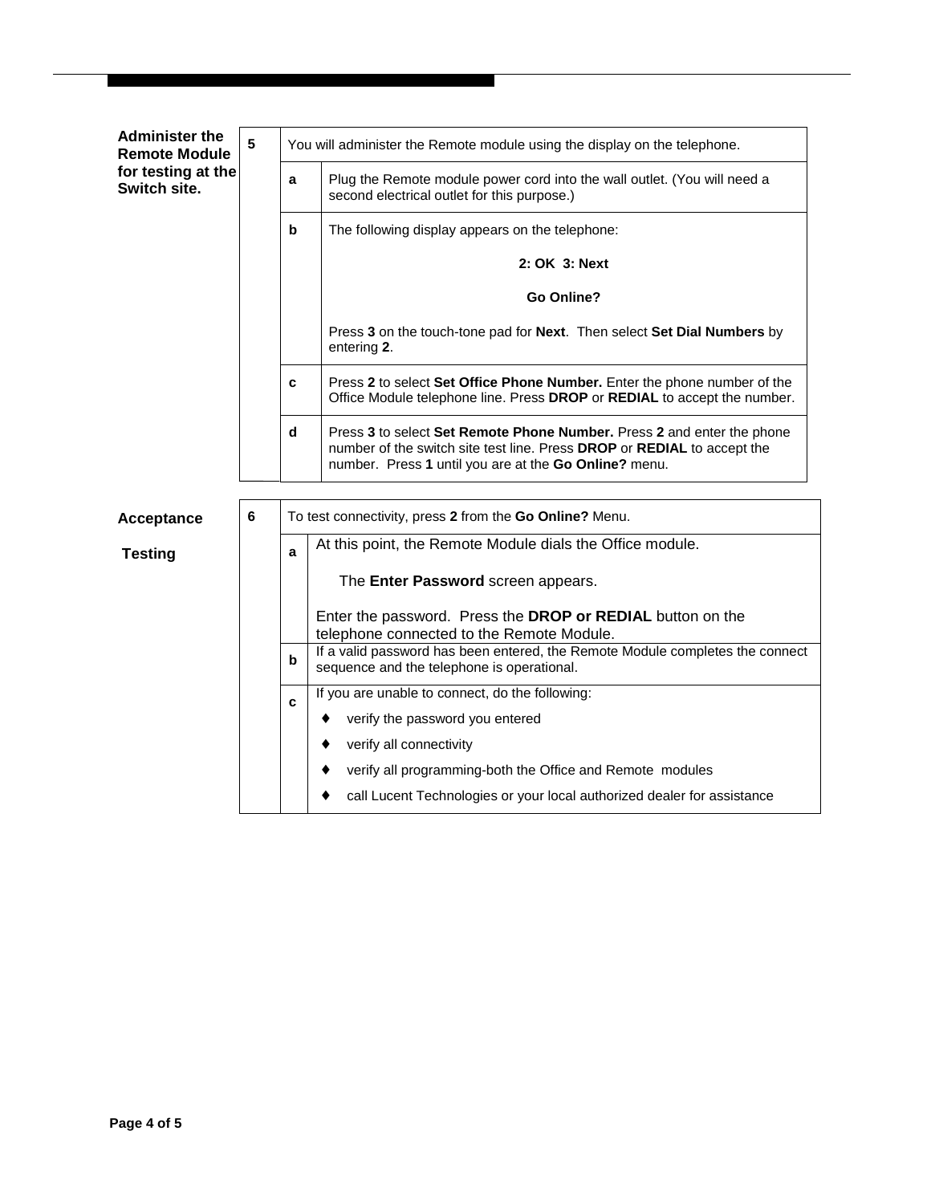**Administer the Remote Module for testing at the Switch site.**

| 5 | You will administer the Remote module using the display on the telephone. |
|---|---|
| **a** | Plug the Remote module power cord into the wall outlet. (You will need a second electrical outlet for this purpose.) |
| **b** | The following display appears on the telephone:<br><br>**2: OK 3: Next**<br><br>**Go Online?**<br><br>Press **3** on the touch-tone pad for **Next**. Then select **Set Dial Numbers** by entering **2**. |
| **c** | Press **2** to select **Set Office Phone Number.** Enter the phone number of the Office Module telephone line. Press **DROP** or **REDIAL** to accept the number. |
| **d** | Press **3** to select **Set Remote Phone Number.** Press **2** and enter the phone number of the switch site test line. Press **DROP** or **REDIAL** to accept the number. Press **1** until you are at the **Go Online?** menu. |

**Acceptance Testing**

| 6 | To test connectivity, press **2** from the **Go Online?** Menu. |
|---|---|
| **a** | At this point, the Remote Module dials the Office module.<br><br>The **Enter Password** screen appears.<br><br>Enter the password. Press the **DROP or REDIAL** button on the telephone connected to the Remote Module. |
| **b** | If a valid password has been entered, the Remote Module completes the connect sequence and the telephone is operational. |
| **c** | If you are unable to connect, do the following:<br>♦ verify the password you entered<br>♦ verify all connectivity<br>♦ verify all programming-both the Office and Remote modules<br>♦ call Lucent Technologies or your local authorized dealer for assistance |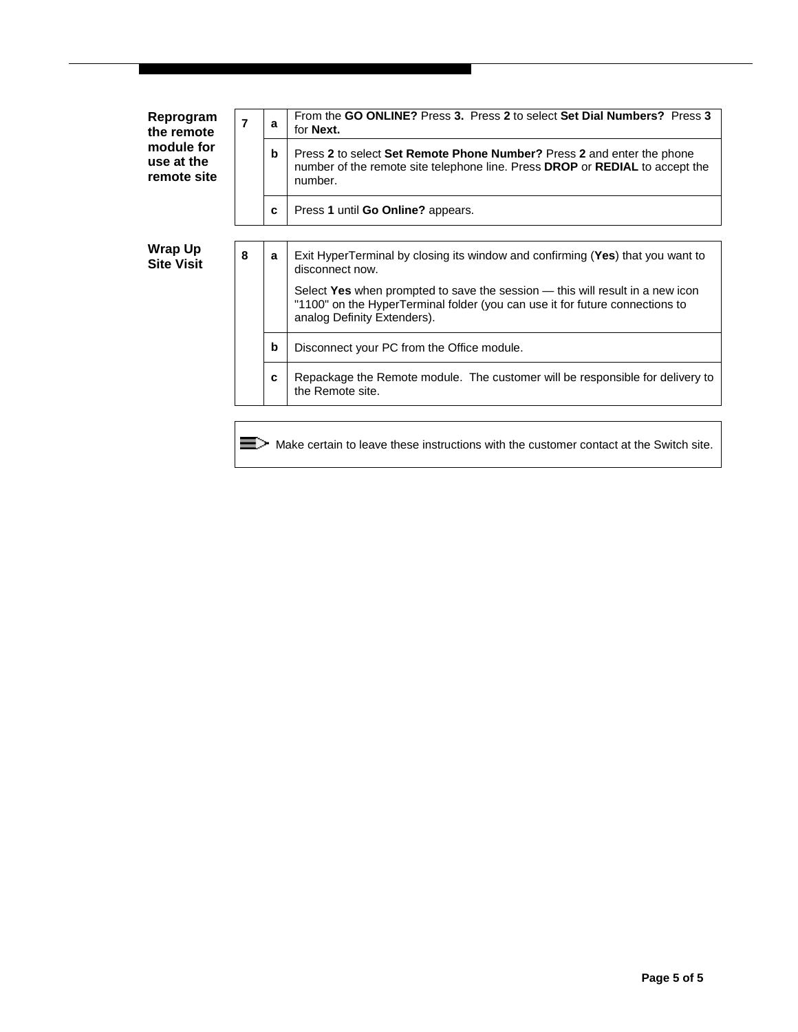**Reprogram the remote module for use at the remote site**

| | | |
|---|---|---|
| **7** | **a** | From the **GO ONLINE?** Press **3.** Press **2** to select **Set Dial Numbers?** Press **3** for **Next.** |
| | **b** | Press **2** to select **Set Remote Phone Number?** Press **2** and enter the phone number of the remote site telephone line. Press **DROP** or **REDIAL** to accept the number. |
| | **c** | Press **1** until **Go Online?** appears. |

**Wrap Up Site Visit**

| | | |
|---|---|---|
| **8** | **a** | Exit HyperTerminal by closing its window and confirming (**Yes**) that you want to disconnect now.<br><br>Select **Yes** when prompted to save the session — this will result in a new icon "1100" on the HyperTerminal folder (you can use it for future connections to analog Definity Extenders). |
| | **b** | Disconnect your PC from the Office module. |
| | **c** | Repackage the Remote module. The customer will be responsible for delivery to the Remote site. |

> Make certain to leave these instructions with the customer contact at the Switch site.